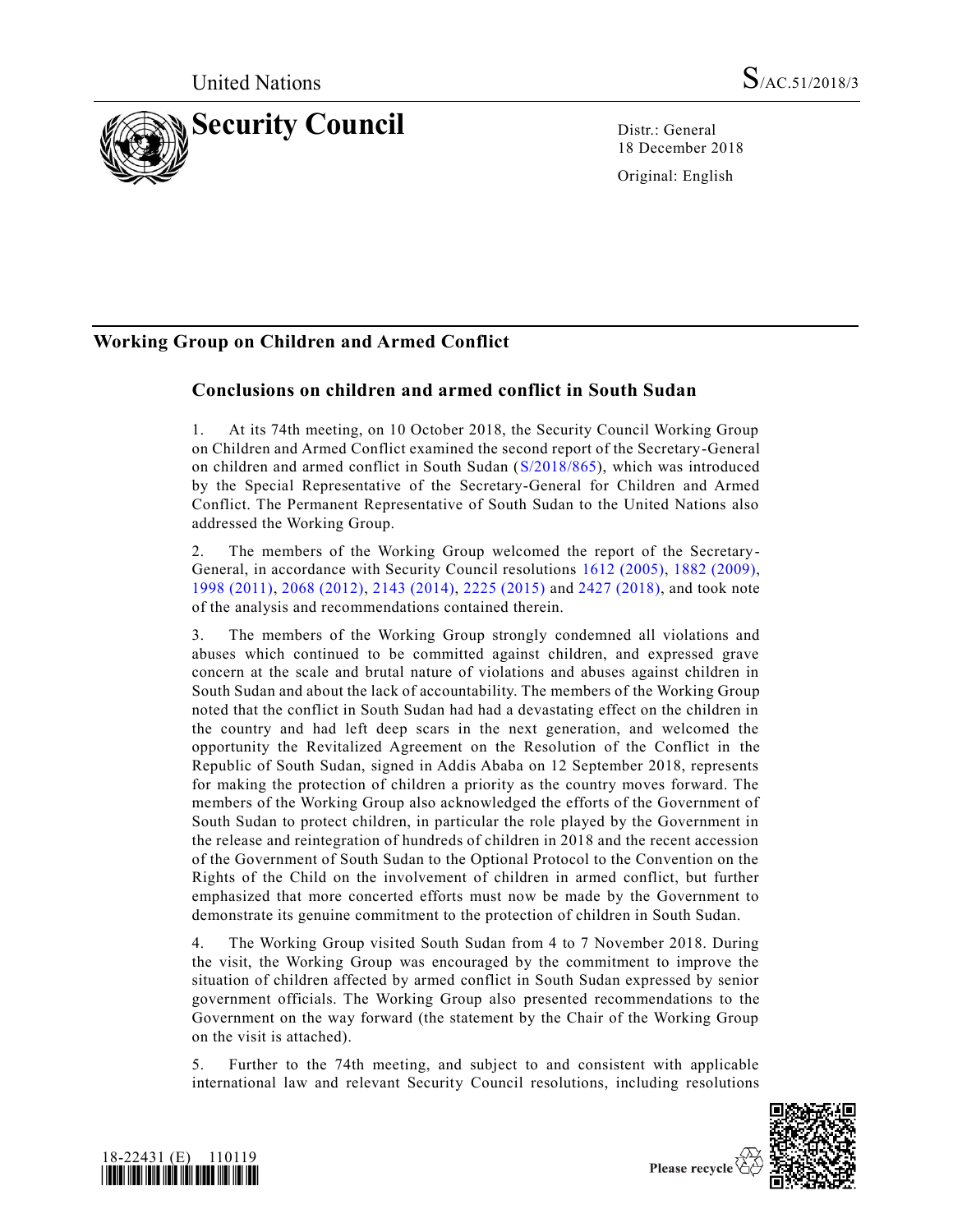United Nations S/AC.51/2018/3

# Security Council

Distr.: General
18 December 2018

Original: English

## Working Group on Children and Armed Conflict

### Conclusions on children and armed conflict in South Sudan

1. At its 74th meeting, on 10 October 2018, the Security Council Working Group on Children and Armed Conflict examined the second report of the Secretary-General on children and armed conflict in South Sudan (S/2018/865), which was introduced by the Special Representative of the Secretary-General for Children and Armed Conflict. The Permanent Representative of South Sudan to the United Nations also addressed the Working Group.

2. The members of the Working Group welcomed the report of the Secretary-General, in accordance with Security Council resolutions 1612 (2005), 1882 (2009), 1998 (2011), 2068 (2012), 2143 (2014), 2225 (2015) and 2427 (2018), and took note of the analysis and recommendations contained therein.

3. The members of the Working Group strongly condemned all violations and abuses which continued to be committed against children, and expressed grave concern at the scale and brutal nature of violations and abuses against children in South Sudan and about the lack of accountability. The members of the Working Group noted that the conflict in South Sudan had had a devastating effect on the children in the country and had left deep scars in the next generation, and welcomed the opportunity the Revitalized Agreement on the Resolution of the Conflict in the Republic of South Sudan, signed in Addis Ababa on 12 September 2018, represents for making the protection of children a priority as the country moves forward. The members of the Working Group also acknowledged the efforts of the Government of South Sudan to protect children, in particular the role played by the Government in the release and reintegration of hundreds of children in 2018 and the recent accession of the Government of South Sudan to the Optional Protocol to the Convention on the Rights of the Child on the involvement of children in armed conflict, but further emphasized that more concerted efforts must now be made by the Government to demonstrate its genuine commitment to the protection of children in South Sudan.

4. The Working Group visited South Sudan from 4 to 7 November 2018. During the visit, the Working Group was encouraged by the commitment to improve the situation of children affected by armed conflict in South Sudan expressed by senior government officials. The Working Group also presented recommendations to the Government on the way forward (the statement by the Chair of the Working Group on the visit is attached).

5. Further to the 74th meeting, and subject to and consistent with applicable international law and relevant Security Council resolutions, including resolutions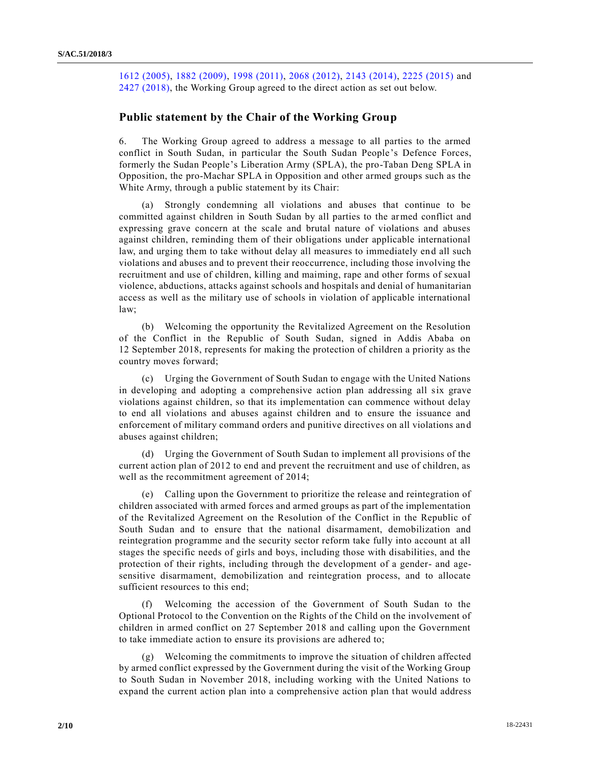1612 (2005), 1882 (2009), 1998 (2011), 2068 (2012), 2143 (2014), 2225 (2015) and 2427 (2018), the Working Group agreed to the direct action as set out below.

## Public statement by the Chair of the Working Group

6. The Working Group agreed to address a message to all parties to the armed conflict in South Sudan, in particular the South Sudan People's Defence Forces, formerly the Sudan People's Liberation Army (SPLA), the pro-Taban Deng SPLA in Opposition, the pro-Machar SPLA in Opposition and other armed groups such as the White Army, through a public statement by its Chair:

(a) Strongly condemning all violations and abuses that continue to be committed against children in South Sudan by all parties to the armed conflict and expressing grave concern at the scale and brutal nature of violations and abuses against children, reminding them of their obligations under applicable international law, and urging them to take without delay all measures to immediately end all such violations and abuses and to prevent their reoccurrence, including those involving the recruitment and use of children, killing and maiming, rape and other forms of sexual violence, abductions, attacks against schools and hospitals and denial of humanitarian access as well as the military use of schools in violation of applicable international law;

(b) Welcoming the opportunity the Revitalized Agreement on the Resolution of the Conflict in the Republic of South Sudan, signed in Addis Ababa on 12 September 2018, represents for making the protection of children a priority as the country moves forward;

(c) Urging the Government of South Sudan to engage with the United Nations in developing and adopting a comprehensive action plan addressing all six grave violations against children, so that its implementation can commence without delay to end all violations and abuses against children and to ensure the issuance and enforcement of military command orders and punitive directives on all violations and abuses against children;

(d) Urging the Government of South Sudan to implement all provisions of the current action plan of 2012 to end and prevent the recruitment and use of children, as well as the recommitment agreement of 2014;

(e) Calling upon the Government to prioritize the release and reintegration of children associated with armed forces and armed groups as part of the implementation of the Revitalized Agreement on the Resolution of the Conflict in the Republic of South Sudan and to ensure that the national disarmament, demobilization and reintegration programme and the security sector reform take fully into account at all stages the specific needs of girls and boys, including those with disabilities, and the protection of their rights, including through the development of a gender- and age-sensitive disarmament, demobilization and reintegration process, and to allocate sufficient resources to this end;

(f) Welcoming the accession of the Government of South Sudan to the Optional Protocol to the Convention on the Rights of the Child on the involvement of children in armed conflict on 27 September 2018 and calling upon the Government to take immediate action to ensure its provisions are adhered to;

(g) Welcoming the commitments to improve the situation of children affected by armed conflict expressed by the Government during the visit of the Working Group to South Sudan in November 2018, including working with the United Nations to expand the current action plan into a comprehensive action plan that would address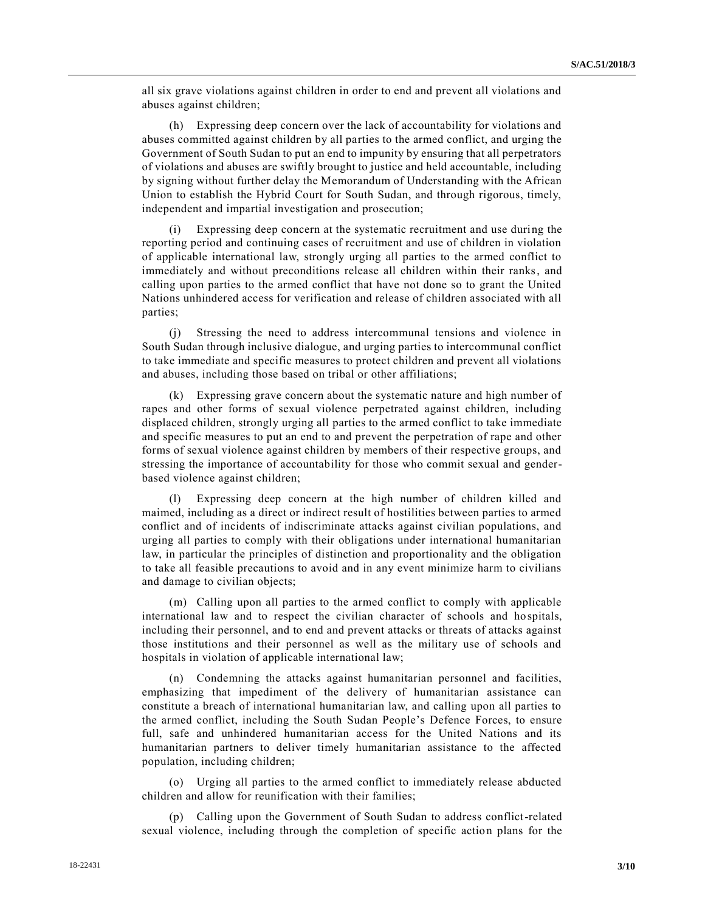all six grave violations against children in order to end and prevent all violations and abuses against children;

(h) Expressing deep concern over the lack of accountability for violations and abuses committed against children by all parties to the armed conflict, and urging the Government of South Sudan to put an end to impunity by ensuring that all perpetrators of violations and abuses are swiftly brought to justice and held accountable, including by signing without further delay the Memorandum of Understanding with the African Union to establish the Hybrid Court for South Sudan, and through rigorous, timely, independent and impartial investigation and prosecution;

(i) Expressing deep concern at the systematic recruitment and use during the reporting period and continuing cases of recruitment and use of children in violation of applicable international law, strongly urging all parties to the armed conflict to immediately and without preconditions release all children within their ranks, and calling upon parties to the armed conflict that have not done so to grant the United Nations unhindered access for verification and release of children associated with all parties;

(j) Stressing the need to address intercommunal tensions and violence in South Sudan through inclusive dialogue, and urging parties to intercommunal conflict to take immediate and specific measures to protect children and prevent all violations and abuses, including those based on tribal or other affiliations;

(k) Expressing grave concern about the systematic nature and high number of rapes and other forms of sexual violence perpetrated against children, including displaced children, strongly urging all parties to the armed conflict to take immediate and specific measures to put an end to and prevent the perpetration of rape and other forms of sexual violence against children by members of their respective groups, and stressing the importance of accountability for those who commit sexual and gender-based violence against children;

(l) Expressing deep concern at the high number of children killed and maimed, including as a direct or indirect result of hostilities between parties to armed conflict and of incidents of indiscriminate attacks against civilian populations, and urging all parties to comply with their obligations under international humanitarian law, in particular the principles of distinction and proportionality and the obligation to take all feasible precautions to avoid and in any event minimize harm to civilians and damage to civilian objects;

(m) Calling upon all parties to the armed conflict to comply with applicable international law and to respect the civilian character of schools and hospitals, including their personnel, and to end and prevent attacks or threats of attacks against those institutions and their personnel as well as the military use of schools and hospitals in violation of applicable international law;

(n) Condemning the attacks against humanitarian personnel and facilities, emphasizing that impediment of the delivery of humanitarian assistance can constitute a breach of international humanitarian law, and calling upon all parties to the armed conflict, including the South Sudan People's Defence Forces, to ensure full, safe and unhindered humanitarian access for the United Nations and its humanitarian partners to deliver timely humanitarian assistance to the affected population, including children;

(o) Urging all parties to the armed conflict to immediately release abducted children and allow for reunification with their families;

(p) Calling upon the Government of South Sudan to address conflict-related sexual violence, including through the completion of specific action plans for the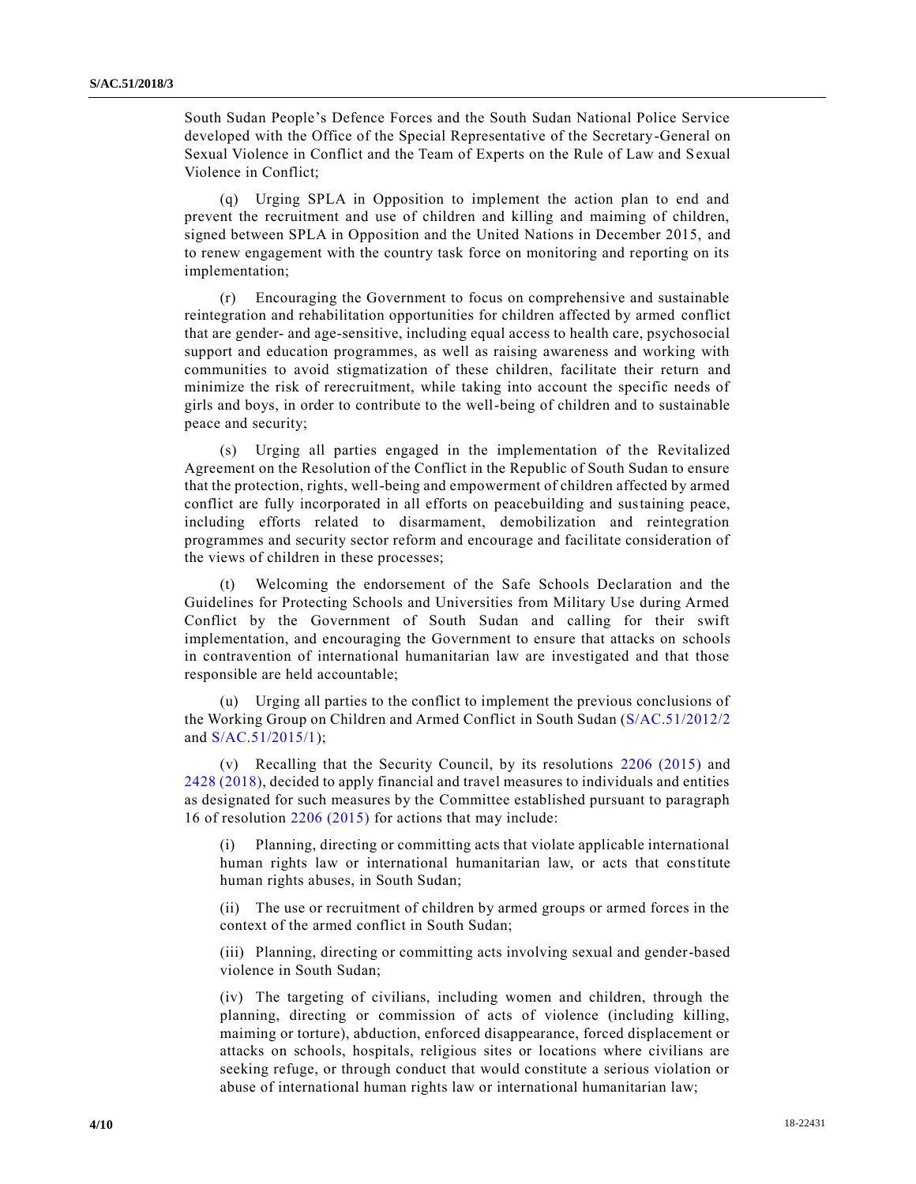South Sudan People's Defence Forces and the South Sudan National Police Service developed with the Office of the Special Representative of the Secretary-General on Sexual Violence in Conflict and the Team of Experts on the Rule of Law and Sexual Violence in Conflict;

(q) Urging SPLA in Opposition to implement the action plan to end and prevent the recruitment and use of children and killing and maiming of children, signed between SPLA in Opposition and the United Nations in December 2015, and to renew engagement with the country task force on monitoring and reporting on its implementation;

(r) Encouraging the Government to focus on comprehensive and sustainable reintegration and rehabilitation opportunities for children affected by armed conflict that are gender- and age-sensitive, including equal access to health care, psychosocial support and education programmes, as well as raising awareness and working with communities to avoid stigmatization of these children, facilitate their return and minimize the risk of rerecruitment, while taking into account the specific needs of girls and boys, in order to contribute to the well-being of children and to sustainable peace and security;

(s) Urging all parties engaged in the implementation of the Revitalized Agreement on the Resolution of the Conflict in the Republic of South Sudan to ensure that the protection, rights, well-being and empowerment of children affected by armed conflict are fully incorporated in all efforts on peacebuilding and sustaining peace, including efforts related to disarmament, demobilization and reintegration programmes and security sector reform and encourage and facilitate consideration of the views of children in these processes;

(t) Welcoming the endorsement of the Safe Schools Declaration and the Guidelines for Protecting Schools and Universities from Military Use during Armed Conflict by the Government of South Sudan and calling for their swift implementation, and encouraging the Government to ensure that attacks on schools in contravention of international humanitarian law are investigated and that those responsible are held accountable;

(u) Urging all parties to the conflict to implement the previous conclusions of the Working Group on Children and Armed Conflict in South Sudan (S/AC.51/2012/2 and S/AC.51/2015/1);

(v) Recalling that the Security Council, by its resolutions 2206 (2015) and 2428 (2018), decided to apply financial and travel measures to individuals and entities as designated for such measures by the Committee established pursuant to paragraph 16 of resolution 2206 (2015) for actions that may include:

(i) Planning, directing or committing acts that violate applicable international human rights law or international humanitarian law, or acts that constitute human rights abuses, in South Sudan;

(ii) The use or recruitment of children by armed groups or armed forces in the context of the armed conflict in South Sudan;

(iii) Planning, directing or committing acts involving sexual and gender-based violence in South Sudan;

(iv) The targeting of civilians, including women and children, through the planning, directing or commission of acts of violence (including killing, maiming or torture), abduction, enforced disappearance, forced displacement or attacks on schools, hospitals, religious sites or locations where civilians are seeking refuge, or through conduct that would constitute a serious violation or abuse of international human rights law or international humanitarian law;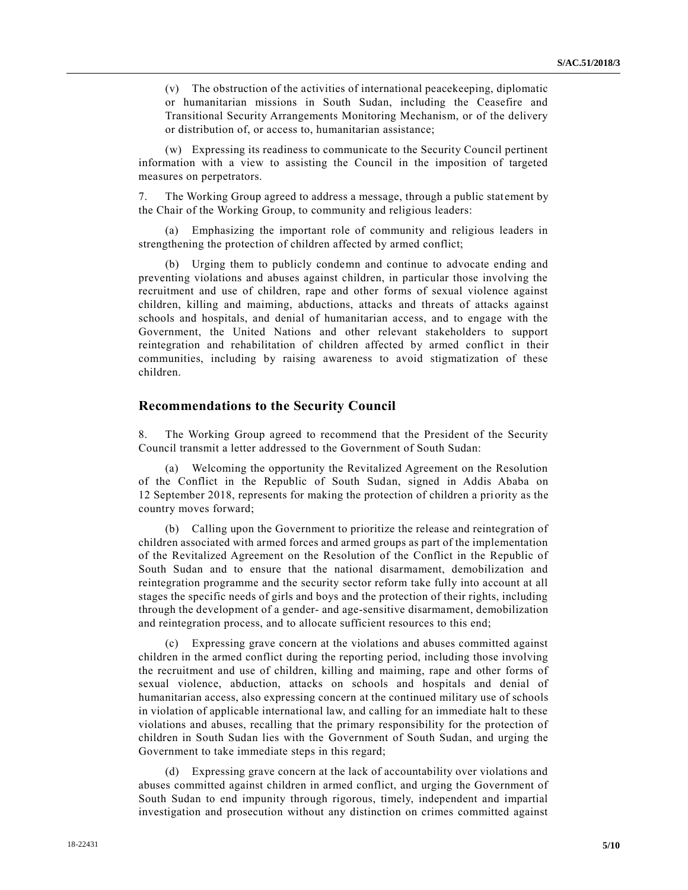(v) The obstruction of the activities of international peacekeeping, diplomatic or humanitarian missions in South Sudan, including the Ceasefire and Transitional Security Arrangements Monitoring Mechanism, or of the delivery or distribution of, or access to, humanitarian assistance;

(w) Expressing its readiness to communicate to the Security Council pertinent information with a view to assisting the Council in the imposition of targeted measures on perpetrators.

7. The Working Group agreed to address a message, through a public statement by the Chair of the Working Group, to community and religious leaders:

(a) Emphasizing the important role of community and religious leaders in strengthening the protection of children affected by armed conflict;

(b) Urging them to publicly condemn and continue to advocate ending and preventing violations and abuses against children, in particular those involving the recruitment and use of children, rape and other forms of sexual violence against children, killing and maiming, abductions, attacks and threats of attacks against schools and hospitals, and denial of humanitarian access, and to engage with the Government, the United Nations and other relevant stakeholders to support reintegration and rehabilitation of children affected by armed conflict in their communities, including by raising awareness to avoid stigmatization of these children.

## Recommendations to the Security Council

8. The Working Group agreed to recommend that the President of the Security Council transmit a letter addressed to the Government of South Sudan:

(a) Welcoming the opportunity the Revitalized Agreement on the Resolution of the Conflict in the Republic of South Sudan, signed in Addis Ababa on 12 September 2018, represents for making the protection of children a priority as the country moves forward;

(b) Calling upon the Government to prioritize the release and reintegration of children associated with armed forces and armed groups as part of the implementation of the Revitalized Agreement on the Resolution of the Conflict in the Republic of South Sudan and to ensure that the national disarmament, demobilization and reintegration programme and the security sector reform take fully into account at all stages the specific needs of girls and boys and the protection of their rights, including through the development of a gender- and age-sensitive disarmament, demobilization and reintegration process, and to allocate sufficient resources to this end;

(c) Expressing grave concern at the violations and abuses committed against children in the armed conflict during the reporting period, including those involving the recruitment and use of children, killing and maiming, rape and other forms of sexual violence, abduction, attacks on schools and hospitals and denial of humanitarian access, also expressing concern at the continued military use of schools in violation of applicable international law, and calling for an immediate halt to these violations and abuses, recalling that the primary responsibility for the protection of children in South Sudan lies with the Government of South Sudan, and urging the Government to take immediate steps in this regard;

(d) Expressing grave concern at the lack of accountability over violations and abuses committed against children in armed conflict, and urging the Government of South Sudan to end impunity through rigorous, timely, independent and impartial investigation and prosecution without any distinction on crimes committed against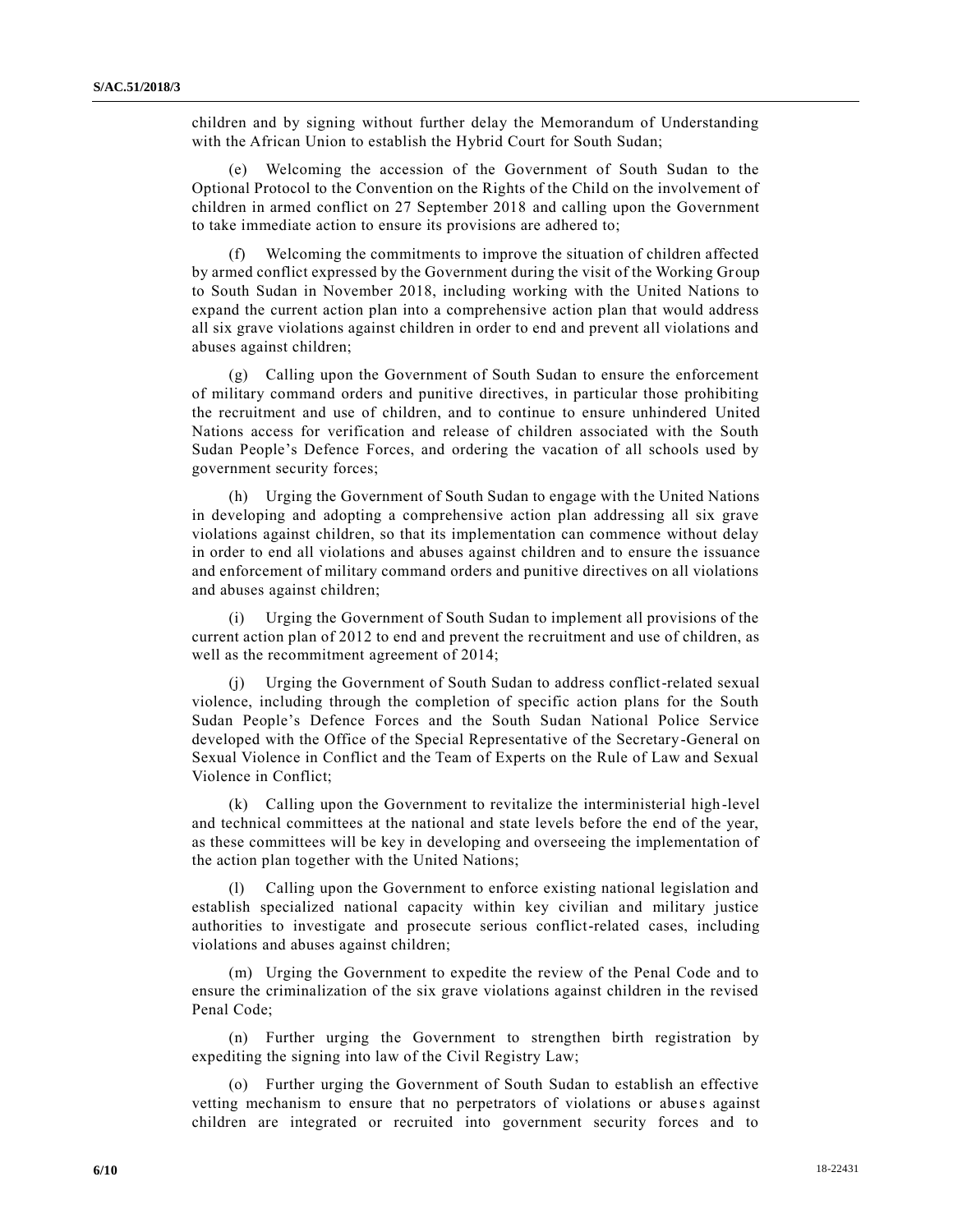children and by signing without further delay the Memorandum of Understanding with the African Union to establish the Hybrid Court for South Sudan;

(e) Welcoming the accession of the Government of South Sudan to the Optional Protocol to the Convention on the Rights of the Child on the involvement of children in armed conflict on 27 September 2018 and calling upon the Government to take immediate action to ensure its provisions are adhered to;

(f) Welcoming the commitments to improve the situation of children affected by armed conflict expressed by the Government during the visit of the Working Group to South Sudan in November 2018, including working with the United Nations to expand the current action plan into a comprehensive action plan that would address all six grave violations against children in order to end and prevent all violations and abuses against children;

(g) Calling upon the Government of South Sudan to ensure the enforcement of military command orders and punitive directives, in particular those prohibiting the recruitment and use of children, and to continue to ensure unhindered United Nations access for verification and release of children associated with the South Sudan People's Defence Forces, and ordering the vacation of all schools used by government security forces;

(h) Urging the Government of South Sudan to engage with the United Nations in developing and adopting a comprehensive action plan addressing all six grave violations against children, so that its implementation can commence without delay in order to end all violations and abuses against children and to ensure the issuance and enforcement of military command orders and punitive directives on all violations and abuses against children;

(i) Urging the Government of South Sudan to implement all provisions of the current action plan of 2012 to end and prevent the recruitment and use of children, as well as the recommitment agreement of 2014;

(j) Urging the Government of South Sudan to address conflict-related sexual violence, including through the completion of specific action plans for the South Sudan People's Defence Forces and the South Sudan National Police Service developed with the Office of the Special Representative of the Secretary-General on Sexual Violence in Conflict and the Team of Experts on the Rule of Law and Sexual Violence in Conflict;

(k) Calling upon the Government to revitalize the interministerial high-level and technical committees at the national and state levels before the end of the year, as these committees will be key in developing and overseeing the implementation of the action plan together with the United Nations;

(l) Calling upon the Government to enforce existing national legislation and establish specialized national capacity within key civilian and military justice authorities to investigate and prosecute serious conflict-related cases, including violations and abuses against children;

(m) Urging the Government to expedite the review of the Penal Code and to ensure the criminalization of the six grave violations against children in the revised Penal Code;

(n) Further urging the Government to strengthen birth registration by expediting the signing into law of the Civil Registry Law;

(o) Further urging the Government of South Sudan to establish an effective vetting mechanism to ensure that no perpetrators of violations or abuses against children are integrated or recruited into government security forces and to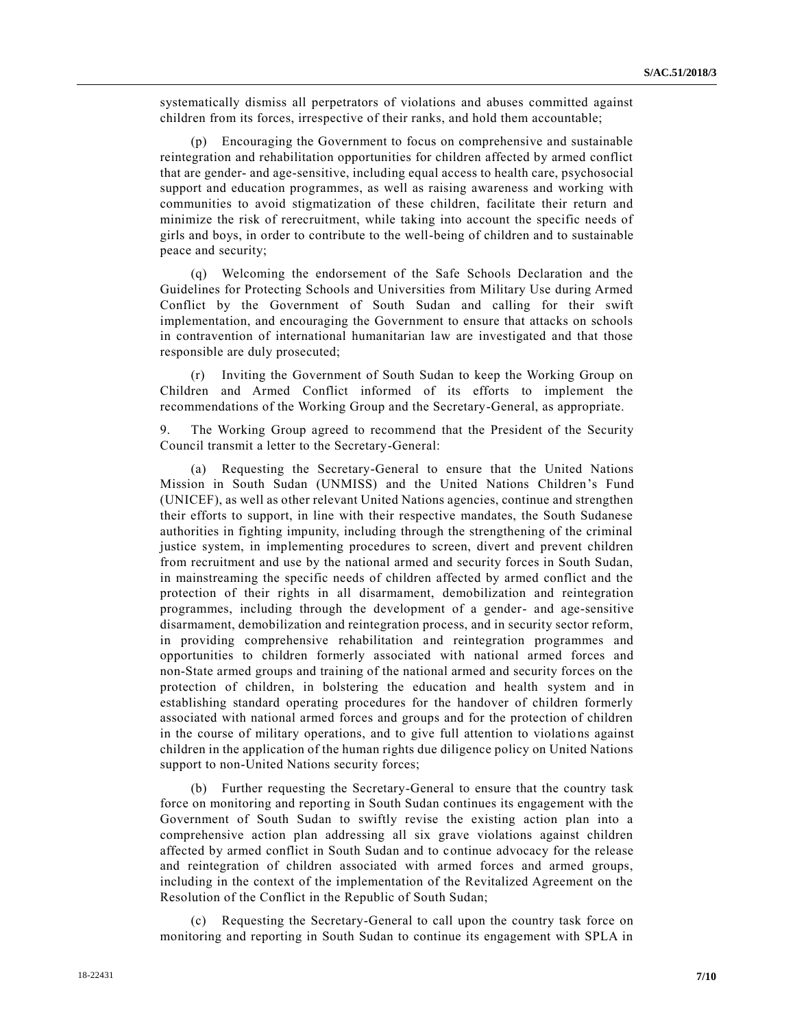systematically dismiss all perpetrators of violations and abuses committed against children from its forces, irrespective of their ranks, and hold them accountable;

(p) Encouraging the Government to focus on comprehensive and sustainable reintegration and rehabilitation opportunities for children affected by armed conflict that are gender- and age-sensitive, including equal access to health care, psychosocial support and education programmes, as well as raising awareness and working with communities to avoid stigmatization of these children, facilitate their return and minimize the risk of rerecruitment, while taking into account the specific needs of girls and boys, in order to contribute to the well-being of children and to sustainable peace and security;

(q) Welcoming the endorsement of the Safe Schools Declaration and the Guidelines for Protecting Schools and Universities from Military Use during Armed Conflict by the Government of South Sudan and calling for their swift implementation, and encouraging the Government to ensure that attacks on schools in contravention of international humanitarian law are investigated and that those responsible are duly prosecuted;

(r) Inviting the Government of South Sudan to keep the Working Group on Children and Armed Conflict informed of its efforts to implement the recommendations of the Working Group and the Secretary-General, as appropriate.

9. The Working Group agreed to recommend that the President of the Security Council transmit a letter to the Secretary-General:

(a) Requesting the Secretary-General to ensure that the United Nations Mission in South Sudan (UNMISS) and the United Nations Children's Fund (UNICEF), as well as other relevant United Nations agencies, continue and strengthen their efforts to support, in line with their respective mandates, the South Sudanese authorities in fighting impunity, including through the strengthening of the criminal justice system, in implementing procedures to screen, divert and prevent children from recruitment and use by the national armed and security forces in South Sudan, in mainstreaming the specific needs of children affected by armed conflict and the protection of their rights in all disarmament, demobilization and reintegration programmes, including through the development of a gender- and age-sensitive disarmament, demobilization and reintegration process, and in security sector reform, in providing comprehensive rehabilitation and reintegration programmes and opportunities to children formerly associated with national armed forces and non-State armed groups and training of the national armed and security forces on the protection of children, in bolstering the education and health system and in establishing standard operating procedures for the handover of children formerly associated with national armed forces and groups and for the protection of children in the course of military operations, and to give full attention to violations against children in the application of the human rights due diligence policy on United Nations support to non-United Nations security forces;

(b) Further requesting the Secretary-General to ensure that the country task force on monitoring and reporting in South Sudan continues its engagement with the Government of South Sudan to swiftly revise the existing action plan into a comprehensive action plan addressing all six grave violations against children affected by armed conflict in South Sudan and to continue advocacy for the release and reintegration of children associated with armed forces and armed groups, including in the context of the implementation of the Revitalized Agreement on the Resolution of the Conflict in the Republic of South Sudan;

(c) Requesting the Secretary-General to call upon the country task force on monitoring and reporting in South Sudan to continue its engagement with SPLA in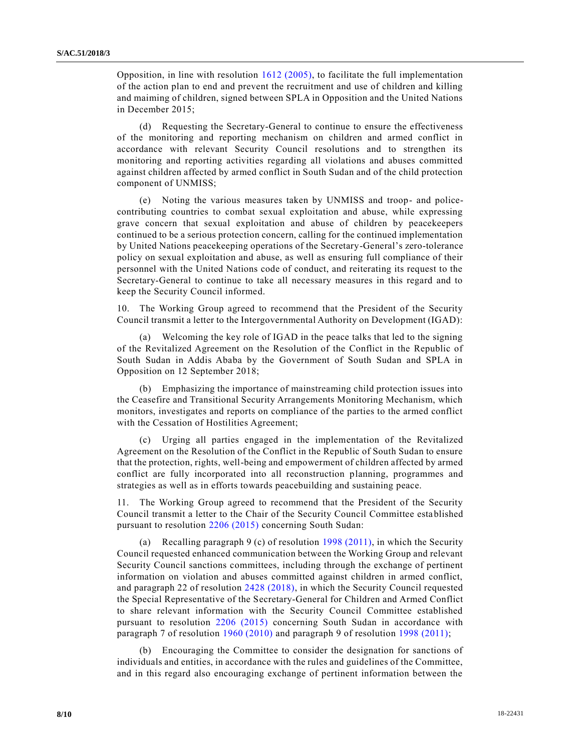Opposition, in line with resolution 1612 (2005), to facilitate the full implementation of the action plan to end and prevent the recruitment and use of children and killing and maiming of children, signed between SPLA in Opposition and the United Nations in December 2015;

(d) Requesting the Secretary-General to continue to ensure the effectiveness of the monitoring and reporting mechanism on children and armed conflict in accordance with relevant Security Council resolutions and to strengthen its monitoring and reporting activities regarding all violations and abuses committed against children affected by armed conflict in South Sudan and of the child protection component of UNMISS;

(e) Noting the various measures taken by UNMISS and troop- and police-contributing countries to combat sexual exploitation and abuse, while expressing grave concern that sexual exploitation and abuse of children by peacekeepers continued to be a serious protection concern, calling for the continued implementation by United Nations peacekeeping operations of the Secretary-General's zero-tolerance policy on sexual exploitation and abuse, as well as ensuring full compliance of their personnel with the United Nations code of conduct, and reiterating its request to the Secretary-General to continue to take all necessary measures in this regard and to keep the Security Council informed.

10. The Working Group agreed to recommend that the President of the Security Council transmit a letter to the Intergovernmental Authority on Development (IGAD):

(a) Welcoming the key role of IGAD in the peace talks that led to the signing of the Revitalized Agreement on the Resolution of the Conflict in the Republic of South Sudan in Addis Ababa by the Government of South Sudan and SPLA in Opposition on 12 September 2018;

(b) Emphasizing the importance of mainstreaming child protection issues into the Ceasefire and Transitional Security Arrangements Monitoring Mechanism, which monitors, investigates and reports on compliance of the parties to the armed conflict with the Cessation of Hostilities Agreement;

(c) Urging all parties engaged in the implementation of the Revitalized Agreement on the Resolution of the Conflict in the Republic of South Sudan to ensure that the protection, rights, well-being and empowerment of children affected by armed conflict are fully incorporated into all reconstruction planning, programmes and strategies as well as in efforts towards peacebuilding and sustaining peace.

11. The Working Group agreed to recommend that the President of the Security Council transmit a letter to the Chair of the Security Council Committee established pursuant to resolution 2206 (2015) concerning South Sudan:

(a) Recalling paragraph 9 (c) of resolution 1998 (2011), in which the Security Council requested enhanced communication between the Working Group and relevant Security Council sanctions committees, including through the exchange of pertinent information on violation and abuses committed against children in armed conflict, and paragraph 22 of resolution 2428 (2018), in which the Security Council requested the Special Representative of the Secretary-General for Children and Armed Conflict to share relevant information with the Security Council Committee established pursuant to resolution 2206 (2015) concerning South Sudan in accordance with paragraph 7 of resolution 1960 (2010) and paragraph 9 of resolution 1998 (2011);

(b) Encouraging the Committee to consider the designation for sanctions of individuals and entities, in accordance with the rules and guidelines of the Committee, and in this regard also encouraging exchange of pertinent information between the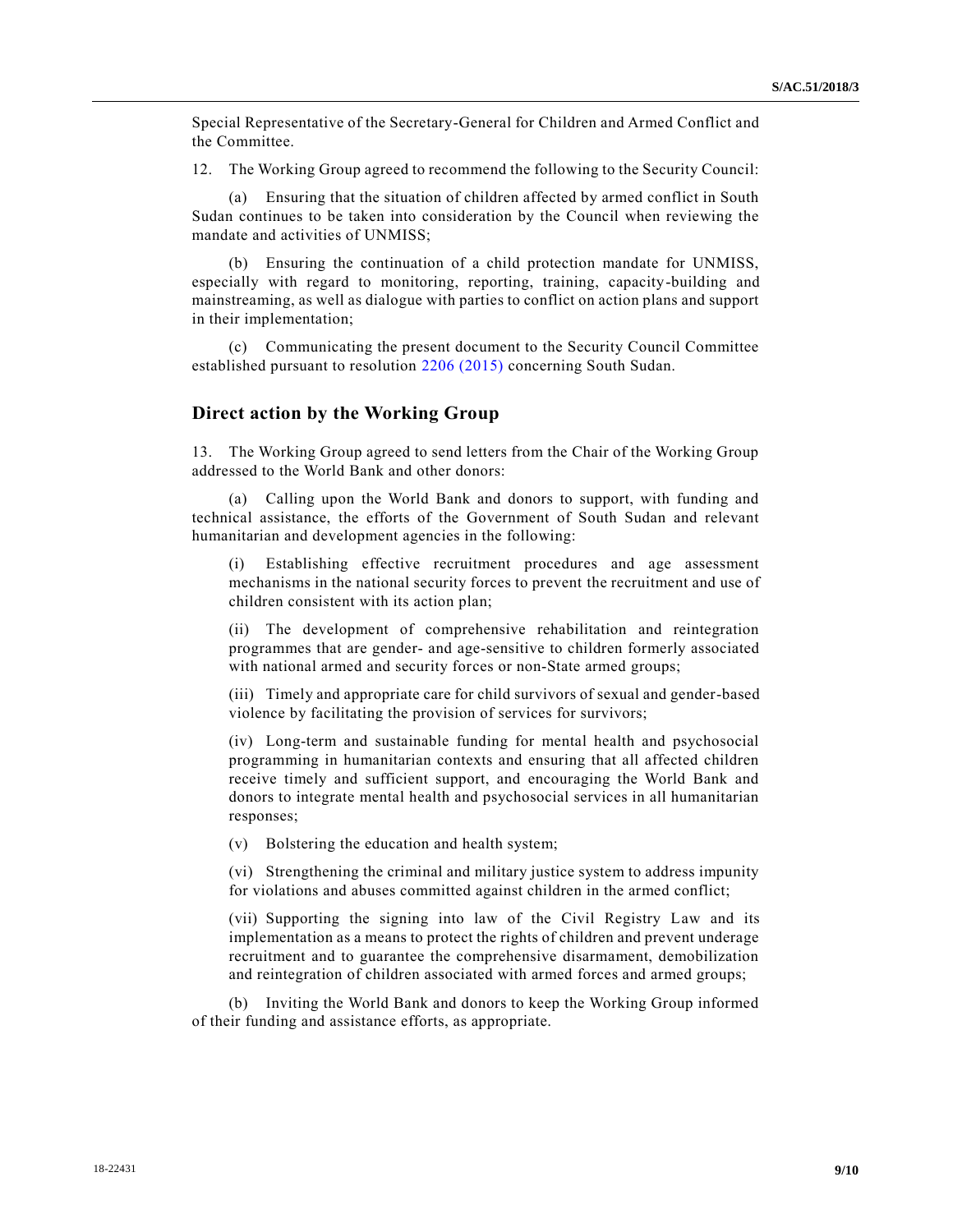Special Representative of the Secretary-General for Children and Armed Conflict and the Committee.

12. The Working Group agreed to recommend the following to the Security Council:

(a) Ensuring that the situation of children affected by armed conflict in South Sudan continues to be taken into consideration by the Council when reviewing the mandate and activities of UNMISS;

(b) Ensuring the continuation of a child protection mandate for UNMISS, especially with regard to monitoring, reporting, training, capacity-building and mainstreaming, as well as dialogue with parties to conflict on action plans and support in their implementation;

(c) Communicating the present document to the Security Council Committee established pursuant to resolution 2206 (2015) concerning South Sudan.

## Direct action by the Working Group

13. The Working Group agreed to send letters from the Chair of the Working Group addressed to the World Bank and other donors:

(a) Calling upon the World Bank and donors to support, with funding and technical assistance, the efforts of the Government of South Sudan and relevant humanitarian and development agencies in the following:

(i) Establishing effective recruitment procedures and age assessment mechanisms in the national security forces to prevent the recruitment and use of children consistent with its action plan;

(ii) The development of comprehensive rehabilitation and reintegration programmes that are gender- and age-sensitive to children formerly associated with national armed and security forces or non-State armed groups;

(iii) Timely and appropriate care for child survivors of sexual and gender-based violence by facilitating the provision of services for survivors;

(iv) Long-term and sustainable funding for mental health and psychosocial programming in humanitarian contexts and ensuring that all affected children receive timely and sufficient support, and encouraging the World Bank and donors to integrate mental health and psychosocial services in all humanitarian responses;

(v) Bolstering the education and health system;

(vi) Strengthening the criminal and military justice system to address impunity for violations and abuses committed against children in the armed conflict;

(vii) Supporting the signing into law of the Civil Registry Law and its implementation as a means to protect the rights of children and prevent underage recruitment and to guarantee the comprehensive disarmament, demobilization and reintegration of children associated with armed forces and armed groups;

(b) Inviting the World Bank and donors to keep the Working Group informed of their funding and assistance efforts, as appropriate.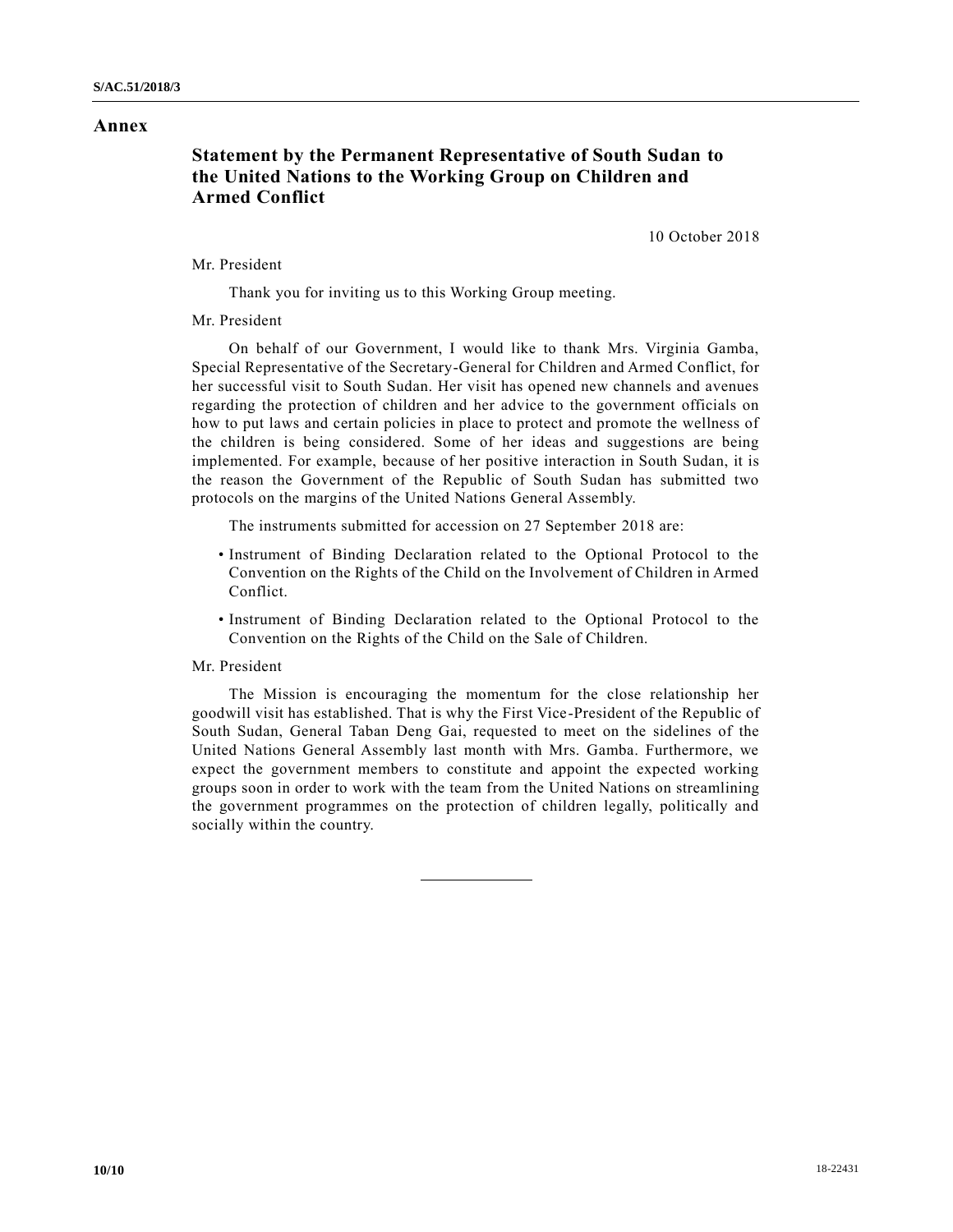## Annex

### Statement by the Permanent Representative of South Sudan to the United Nations to the Working Group on Children and Armed Conflict

10 October 2018

Mr. President

Thank you for inviting us to this Working Group meeting.

Mr. President

On behalf of our Government, I would like to thank Mrs. Virginia Gamba, Special Representative of the Secretary-General for Children and Armed Conflict, for her successful visit to South Sudan. Her visit has opened new channels and avenues regarding the protection of children and her advice to the government officials on how to put laws and certain policies in place to protect and promote the wellness of the children is being considered. Some of her ideas and suggestions are being implemented. For example, because of her positive interaction in South Sudan, it is the reason the Government of the Republic of South Sudan has submitted two protocols on the margins of the United Nations General Assembly.

The instruments submitted for accession on 27 September 2018 are:

- Instrument of Binding Declaration related to the Optional Protocol to the Convention on the Rights of the Child on the Involvement of Children in Armed Conflict.
- Instrument of Binding Declaration related to the Optional Protocol to the Convention on the Rights of the Child on the Sale of Children.

Mr. President

The Mission is encouraging the momentum for the close relationship her goodwill visit has established. That is why the First Vice-President of the Republic of South Sudan, General Taban Deng Gai, requested to meet on the sidelines of the United Nations General Assembly last month with Mrs. Gamba. Furthermore, we expect the government members to constitute and appoint the expected working groups soon in order to work with the team from the United Nations on streamlining the government programmes on the protection of children legally, politically and socially within the country.